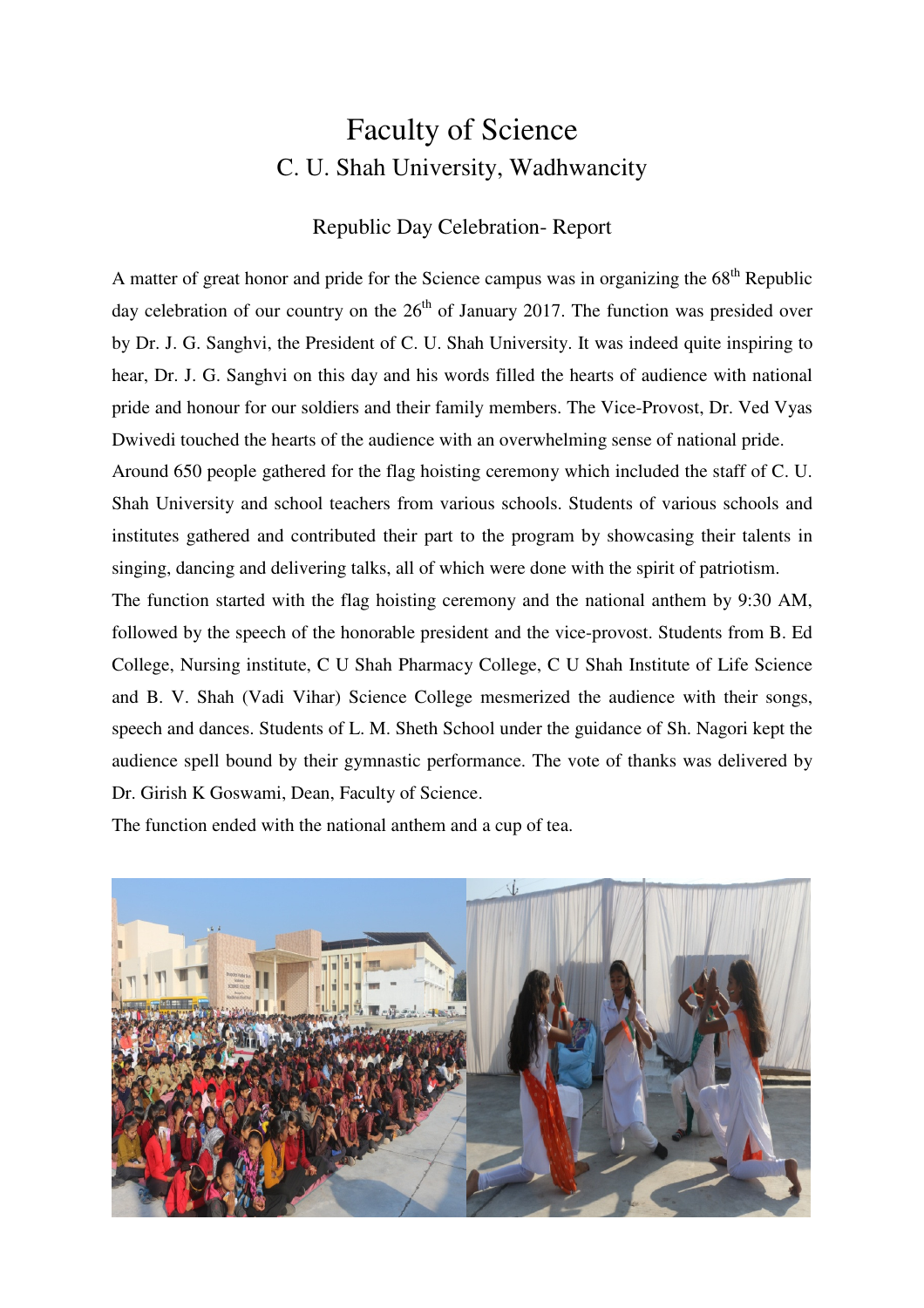# Faculty of Science

## C. U. Shah University, Wadhwancity

### Republic Day Celebration- Report

A matter of great honor and pride for the Science campus was in organizing the 68th Republic day celebration of our country on the 26th of January 2017. The function was presided over by Dr. J. G. Sanghvi, the President of C. U. Shah University. It was indeed quite inspiring to hear, Dr. J. G. Sanghvi on this day and his words filled the hearts of audience with national pride and honour for our soldiers and their family members. The Vice-Provost, Dr. Ved Vyas Dwivedi touched the hearts of the audience with an overwhelming sense of national pride.

Around 650 people gathered for the flag hoisting ceremony which included the staff of C. U. Shah University and school teachers from various schools. Students of various schools and institutes gathered and contributed their part to the program by showcasing their talents in singing, dancing and delivering talks, all of which were done with the spirit of patriotism.

The function started with the flag hoisting ceremony and the national anthem by 9:30 AM, followed by the speech of the honorable president and the vice-provost. Students from B. Ed College, Nursing institute, C U Shah Pharmacy College, C U Shah Institute of Life Science and B. V. Shah (Vadi Vihar) Science College mesmerized the audience with their songs, speech and dances. Students of L. M. Sheth School under the guidance of Sh. Nagori kept the audience spell bound by their gymnastic performance. The vote of thanks was delivered by Dr. Girish K Goswami, Dean, Faculty of Science.

The function ended with the national anthem and a cup of tea.